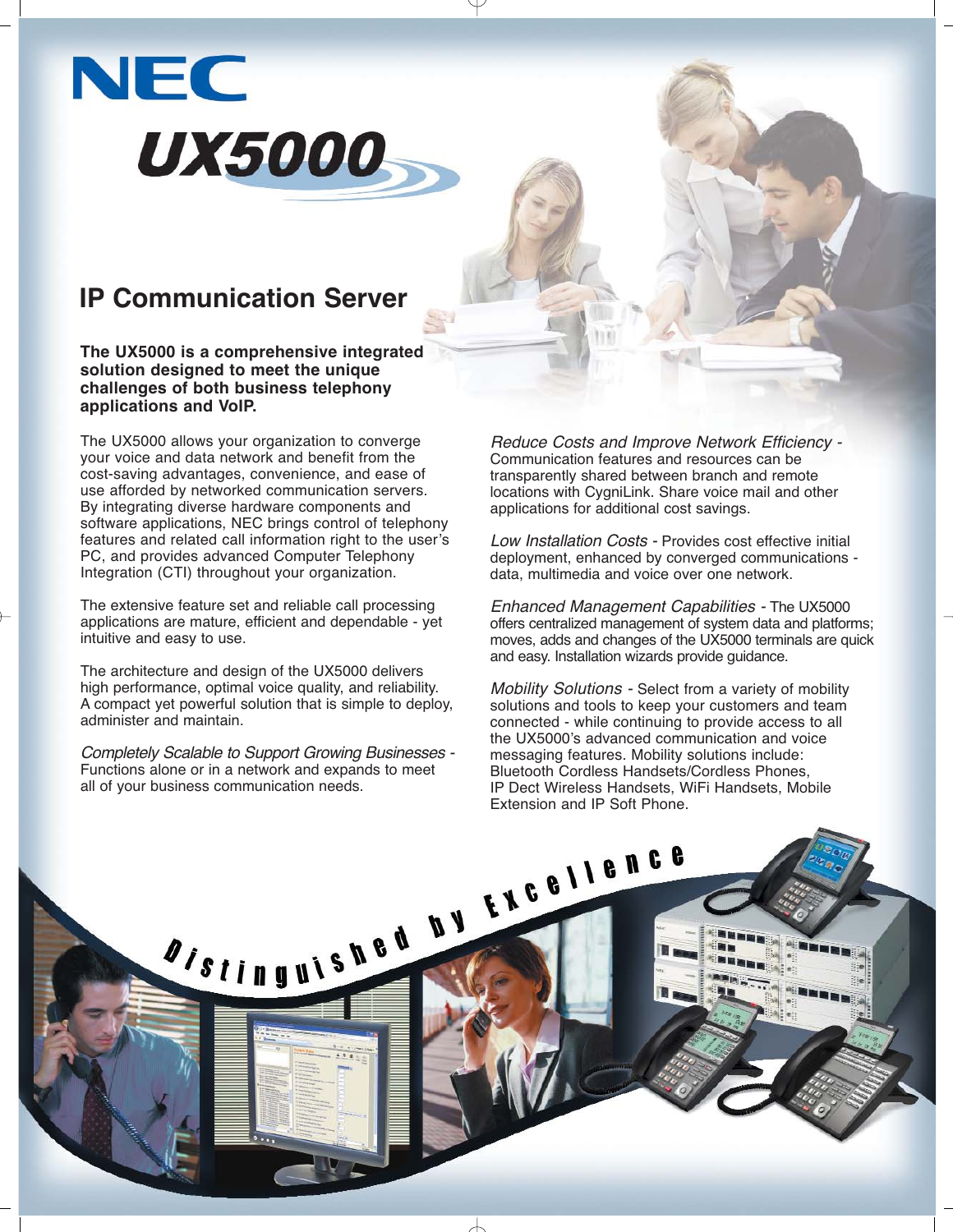# NEC UX5000

## IP Communication Server

**The UX5000 is a comprehensive integrated solution designed to meet the unique challenges of both business telephony applications and VoIP.**

The UX5000 allows your organization to converge your voice and data network and benefit from the cost-saving advantages, convenience, and ease of use afforded by networked communication servers. By integrating diverse hardware components and software applications, NEC brings control of telephony features and related call information right to the user's PC, and provides advanced Computer Telephony Integration (CTI) throughout your organization.

The extensive feature set and reliable call processing applications are mature, efficient and dependable - yet intuitive and easy to use.

The architecture and design of the UX5000 delivers high performance, optimal voice quality, and reliability. A compact yet powerful solution that is simple to deploy, administer and maintain.

*Completely Scalable to Support Growing Businesses* - Functions alone or in a network and expands to meet all of your business communication needs.

*Reduce Costs and Improve Network Efficiency* - Communication features and resources can be transparently shared between branch and remote locations with CygniLink. Share voice mail and other applications for additional cost savings.

*Low Installation Costs* - Provides cost effective initial deployment, enhanced by converged communications - data, multimedia and voice over one network.

*Enhanced Management Capabilities* - The UX5000 offers centralized management of system data and platforms; moves, adds and changes of the UX5000 terminals are quick and easy. Installation wizards provide guidance.

*Mobility Solutions* - Select from a variety of mobility solutions and tools to keep your customers and team connected - while continuing to provide access to all the UX5000's advanced communication and voice messaging features. Mobility solutions include: Bluetooth Cordless Handsets/Cordless Phones, IP Dect Wireless Handsets, WiFi Handsets, Mobile Extension and IP Soft Phone.

*Distinguished by Excellence*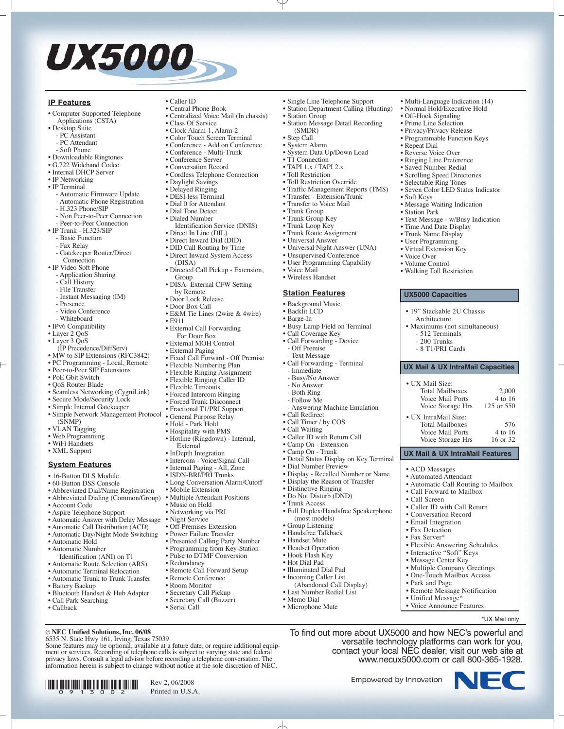# UX5000

## IP Features

- Computer Supported Telephone Applications (CSTA)
- Desktop Suite
  - PC Assistant
  - PC Attendant
  - Soft Phone
- Downloadable Ringtones
- G.722 Wideband Codec
- Internal DHCP Server
- IP Networking
- IP Terminal
  - Automatic Firmware Update
  - Automatic Phone Registration
  - H.323 Phone/SIP
  - Non Peer-to-Peer Connection
  - Peer-to-Peer Connection
- IP Trunk - H.323/SIP
  - Basic Function
  - Fax Relay
  - Gatekeeper Router/Direct Connection
- IP Video Soft Phone
  - Application Sharing
  - Call History
  - File Transfer
  - Instant Messaging (IM)
  - Presence
  - Video Conference
  - Whiteboard
- IPv6 Compatibility
- Layer 2 QoS
- Layer 3 QoS (IP Precedence/DiffServ)
- MW to SIP Extensions (RFC3842)
- PC Programming - Local, Remote
- Peer-to-Peer SIP Extensions
- PoE Gbit Switch
- QoS Router Blade
- Seamless Networking (CygniLink)
- Secure Mode/Security Lock
- Simple Internal Gatekeeper
- Simple Network Management Protocol (SNMP)
- VLAN Tagging
- Web Programming
- WiFi Handsets
- XML Support

## System Features

- 16-Button DLS Module
- 60-Button DSS Console
- Abbreviated Dial/Name Registration
- Abbreviated Dialing (Common/Group)
- Account Code
- Aspire Telephone Support
- Automatic Answer with Delay Message
- Automatic Call Distribution (ACD)
- Automatic Day/Night Mode Switching
- Automatic Hold
- Automatic Number Identification (ANI) on T1
- Automatic Route Selection (ARS)
- Automatic Terminal Relocation
- Automatic Trunk to Trunk Transfer
- Battery Backup
- Bluetooth Handset & Hub Adapter
- Call Park Searching
- Callback
- Caller ID
- Central Phone Book
- Centralized Voice Mail (In chassis)
- Class Of Service
- Clock Alarm-1, Alarm-2
- Color Touch Screen Terminal
- Conference - Add on Conference
- Conference - Multi-Trunk
- Conference Server
- Conversation Record
- Cordless Telephone Connection
- Daylight Savings
- Delayed Ringing
- DESI-less Terminal
- Dial 0 for Attendant
- Dial Tone Detect
- Dialed Number Identification Service (DNIS)
- Direct In Line (DIL)
- Direct Inward Dial (DID)
- DID Call Routing by Time
- Direct Inward System Access (DISA)
- Directed Call Pickup - Extension, Group
- DISA- External CFW Setting by Remote
- Door Lock Release
- Door Box Call
- E&M Tie Lines (2wire & 4wire)
- E911
- External Call Forwarding For Door Box
- External MOH Control
- External Paging
- Fixed Call Forward - Off Premise
- Flexible Numbering Plan
- Flexible Ringing Assignment
- Flexible Ringing Caller ID
- Flexible Timeouts
- Forced Intercom Ringing
- Forced Trunk Disconnect
- Fractional T1/PRI Support
- General Purpose Relay
- Hold - Park Hold
- Hospitality with PMS
- Hotline (Ringdown) - Internal, External
- InDepth Integration
- Intercom - Voice/Signal Call
- Internal Paging - All, Zone
- ISDN-BRI/PRI Trunks
- Long Conversation Alarm/Cutoff
- Mobile Extension
- Multiple Attendant Positions
- Music on Hold
- Networking via PRI
- Night Service
- Off-Premises Extension
- Power Failure Transfer
- Presented Calling Party Number
- Programming from Key-Station
- Pulse to DTMF Conversion
- Redundancy
- Remote Call Forward Setup
- Remote Conference
- Room Monitor
- Secretary Call Pickup
- Secretary Call (Buzzer)
- Serial Call
- Single Line Telephone Support
- Station Department Calling (Hunting)
- Station Group
- Station Message Detail Recording (SMDR)
- Step Call
- System Alarm
- System Data Up/Down Load
- T1 Connection
- TAPI 1.x / TAPI 2.x
- Toll Restriction
- Toll Restriction Override
- Traffic Management Reports (TMS)
- Transfer - Extension/Trunk
- Transfer to Voice Mail
- Trunk Group
- Trunk Group Key
- Trunk Loop Key
- Trunk Route Assignment
- Universal Answer
- Universal Night Answer (UNA)
- Unsupervised Conference
- User Programming Capability
- Voice Mail
- Wireless Handset

## Station Features

- Background Music
- Backlit LCD
- Barge-In
- Busy Lamp Field on Terminal
- Call Coverage Key
- Call Forwarding - Device
  - Off Premise
- Call Forwarding - Terminal
  - Immediate
  - Busy/No Answer
  - No Answer
  - Both Ring
  - Follow Me
  - Answering Machine Emulation
- Call Redirect
- Call Timer / by COS
- Call Waiting
- Caller ID with Return Call
- Camp On - Extension
- Camp On - Trunk
- Detail Status Display on Key Terminal
- Dial Number Preview
- Display - Recalled Number or Name
- Display - the Reason of Transfer
- Distinctive Ringing
- Do Not Disturb (DND)
- Trunk Access
- Full Duplex/Handsfree Speakerphone (most models)
- Group Listening
- Handsfree Talkback
- Handset Mute
- Headset Operation
- Hook Flash Key
- Hot Dial Pad
- Illuminated Dial Pad
- Incoming Caller List (Abandoned Call Display)
- Last Number Redial List
- Memo Dial
- Microphone Mute
- Multi-Language Indication (14)
- Normal Hold/Executive Hold
- Off-Hook Signaling
- Prime Line Selection
- Privacy/Privacy Release
- Programmable Function Keys
- Repeat Dial
- Reverse Voice Over
- Ringing Line Preference
- Saved Number Redial
- Scrolling Speed Directories
- Selectable Ring Tones
- Seven Color LED Status Indicator
- Soft Keys
- Message Waiting Indication
- Station Park
- Text Message - w/Busy Indication
- Time And Date Display
- Trunk Name Display
- User Programming
- Virtual Extension Key
- Voice Over
- Volume Control
- Walking Toll Restriction

## UX5000 Capacities

- 19" Stackable 2U Chassis Architecture
- Maximums (not simultaneous)
  - 512 Terminals
  - 200 Trunks
  - 8 T1/PRI Cards

## UX Mail & UX IntraMail Capacities

- UX Mail Size:

| | |
|---|---|
| Total Mailboxes | 2,000 |
| Voice Mail Ports | 4 to 16 |
| Voice Storage Hrs | 125 or 550 |

- UX IntraMail Size:

| | |
|---|---|
| Total Mailboxes | 576 |
| Voice Mail Ports | 4 to 16 |
| Voice Storage Hrs | 16 or 32 |

## UX Mail & UX IntraMail Features

- ACD Messages
- Automated Attendant
- Automatic Call Routing to Mailbox
- Call Forward to Mailbox
- Call Screen
- Caller ID with Call Return
- Conversation Record
- Email Integration
- Fax Detection
- Fax Server*
- Flexible Answering Schedules
- Interactive "Soft" Keys
- Message Center Key
- Multiple Company Greetings
- One-Touch Mailbox Access
- Park and Page
- Remote Message Notification
- Unified Message*
- Voice Announce Features

*UX Mail only

© NEC Unified Solutions, Inc. 06/08
6535 N. State Hwy 161, Irving, Texas 75039
Some features may be optional, available at a future date, or require additional equipment or services. Recording of telephone calls is subject to varying state and federal privacy laws. Consult a legal advisor before recording a telephone conversation. The information herein is subject to change without notice at the sole discretion of NEC.

0 9 1 3 0 0 2

Rev 2, 06/2008
Printed in U.S.A.

To find out more about UX5000 and how NEC's powerful and versatile technology platforms can work for you, contact your local NEC dealer, visit our web site at www.necux5000.com or call 800-365-1928.

Empowered by Innovation

NEC